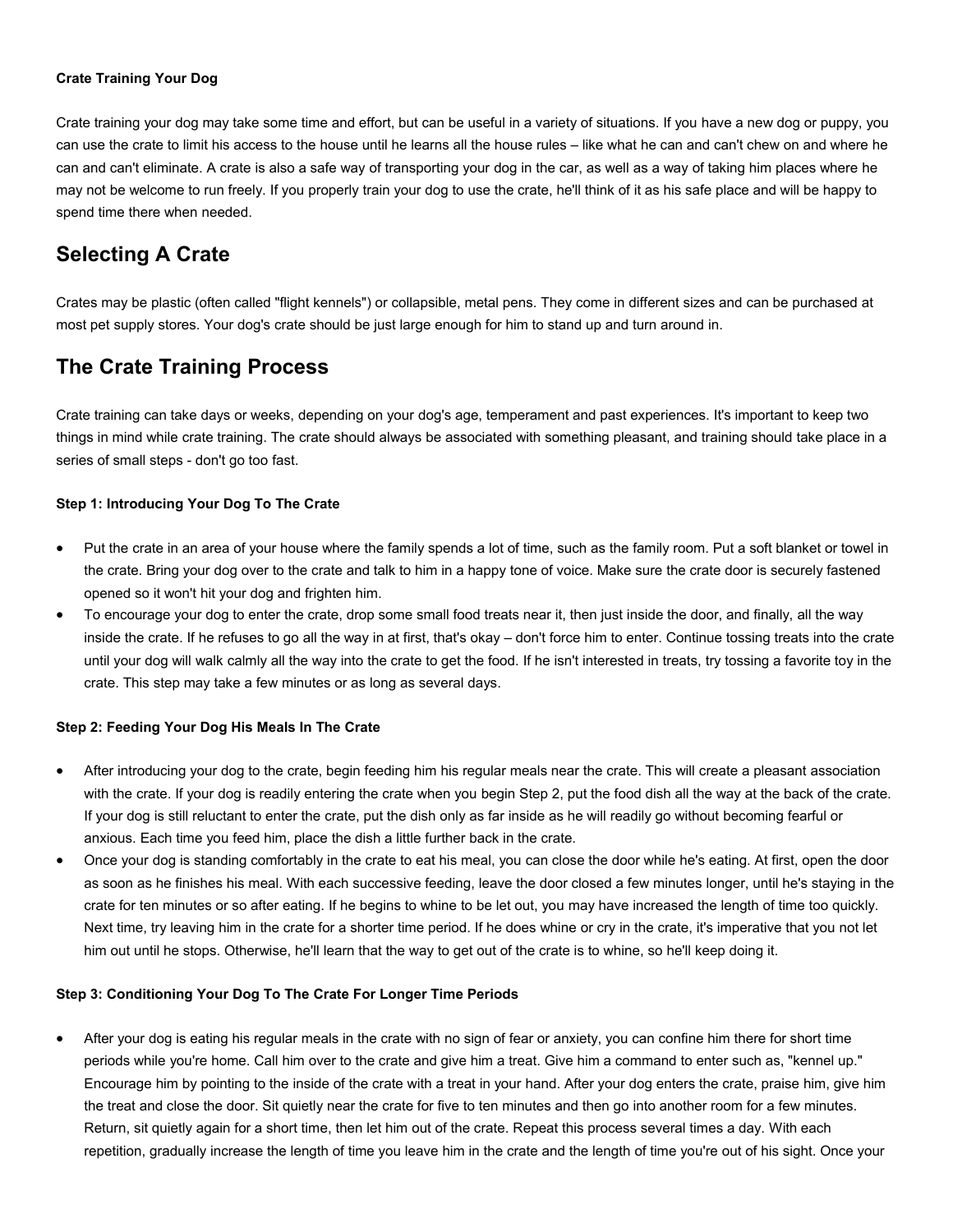**Crate Training Your Dog**

Crate training your dog may take some time and effort, but can be useful in a variety of situations. If you have a new dog or puppy, you can use the crate to limit his access to the house until he learns all the house rules – like what he can and can't chew on and where he can and can't eliminate. A crate is also a safe way of transporting your dog in the car, as well as a way of taking him places where he may not be welcome to run freely. If you properly train your dog to use the crate, he'll think of it as his safe place and will be happy to spend time there when needed.

## Selecting A Crate

Crates may be plastic (often called "flight kennels") or collapsible, metal pens. They come in different sizes and can be purchased at most pet supply stores. Your dog's crate should be just large enough for him to stand up and turn around in.

## The Crate Training Process

Crate training can take days or weeks, depending on your dog's age, temperament and past experiences. It's important to keep two things in mind while crate training. The crate should always be associated with something pleasant, and training should take place in a series of small steps - don't go too fast.

#### Step 1: Introducing Your Dog To The Crate

- Put the crate in an area of your house where the family spends a lot of time, such as the family room. Put a soft blanket or towel in the crate. Bring your dog over to the crate and talk to him in a happy tone of voice. Make sure the crate door is securely fastened opened so it won't hit your dog and frighten him.
- To encourage your dog to enter the crate, drop some small food treats near it, then just inside the door, and finally, all the way inside the crate. If he refuses to go all the way in at first, that's okay – don't force him to enter. Continue tossing treats into the crate until your dog will walk calmly all the way into the crate to get the food. If he isn't interested in treats, try tossing a favorite toy in the crate. This step may take a few minutes or as long as several days.

#### Step 2: Feeding Your Dog His Meals In The Crate

- After introducing your dog to the crate, begin feeding him his regular meals near the crate. This will create a pleasant association with the crate. If your dog is readily entering the crate when you begin Step 2, put the food dish all the way at the back of the crate. If your dog is still reluctant to enter the crate, put the dish only as far inside as he will readily go without becoming fearful or anxious. Each time you feed him, place the dish a little further back in the crate.
- Once your dog is standing comfortably in the crate to eat his meal, you can close the door while he's eating. At first, open the door as soon as he finishes his meal. With each successive feeding, leave the door closed a few minutes longer, until he's staying in the crate for ten minutes or so after eating. If he begins to whine to be let out, you may have increased the length of time too quickly. Next time, try leaving him in the crate for a shorter time period. If he does whine or cry in the crate, it's imperative that you not let him out until he stops. Otherwise, he'll learn that the way to get out of the crate is to whine, so he'll keep doing it.

#### Step 3: Conditioning Your Dog To The Crate For Longer Time Periods

- After your dog is eating his regular meals in the crate with no sign of fear or anxiety, you can confine him there for short time periods while you're home. Call him over to the crate and give him a treat. Give him a command to enter such as, "kennel up." Encourage him by pointing to the inside of the crate with a treat in your hand. After your dog enters the crate, praise him, give him the treat and close the door. Sit quietly near the crate for five to ten minutes and then go into another room for a few minutes. Return, sit quietly again for a short time, then let him out of the crate. Repeat this process several times a day. With each repetition, gradually increase the length of time you leave him in the crate and the length of time you're out of his sight. Once your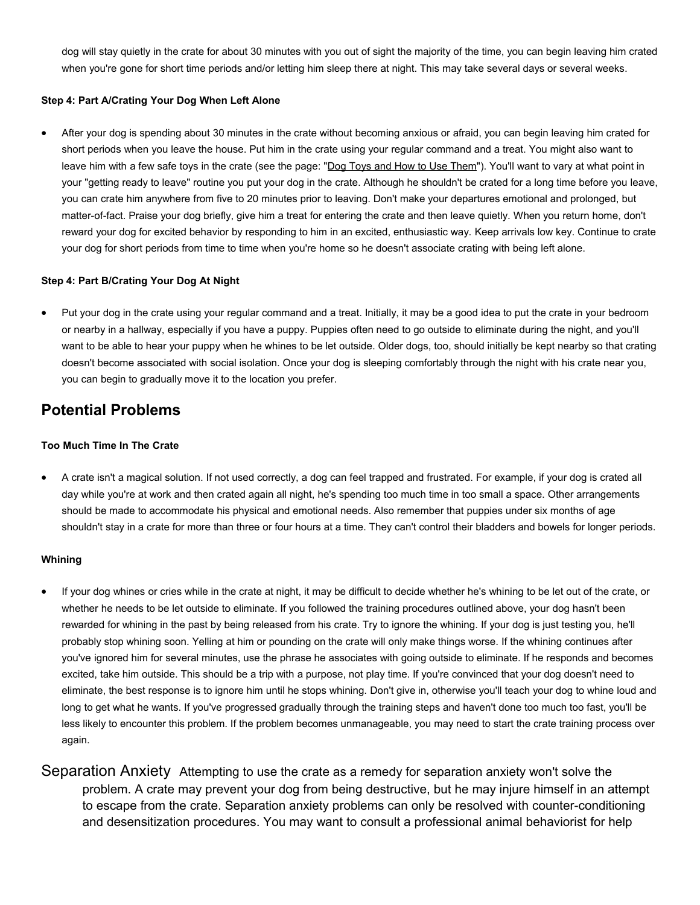dog will stay quietly in the crate for about 30 minutes with you out of sight the majority of the time, you can begin leaving him crated when you're gone for short time periods and/or letting him sleep there at night. This may take several days or several weeks.

**Step 4: Part A/Crating Your Dog When Left Alone**

- After your dog is spending about 30 minutes in the crate without becoming anxious or afraid, you can begin leaving him crated for short periods when you leave the house. Put him in the crate using your regular command and a treat. You might also want to leave him with a few safe toys in the crate (see the page: "Dog Toys and How to Use Them"). You'll want to vary at what point in your "getting ready to leave" routine you put your dog in the crate. Although he shouldn't be crated for a long time before you leave, you can crate him anywhere from five to 20 minutes prior to leaving. Don't make your departures emotional and prolonged, but matter-of-fact. Praise your dog briefly, give him a treat for entering the crate and then leave quietly. When you return home, don't reward your dog for excited behavior by responding to him in an excited, enthusiastic way. Keep arrivals low key. Continue to crate your dog for short periods from time to time when you're home so he doesn't associate crating with being left alone.

**Step 4: Part B/Crating Your Dog At Night**

- Put your dog in the crate using your regular command and a treat. Initially, it may be a good idea to put the crate in your bedroom or nearby in a hallway, especially if you have a puppy. Puppies often need to go outside to eliminate during the night, and you'll want to be able to hear your puppy when he whines to be let outside. Older dogs, too, should initially be kept nearby so that crating doesn't become associated with social isolation. Once your dog is sleeping comfortably through the night with his crate near you, you can begin to gradually move it to the location you prefer.

## Potential Problems

**Too Much Time In The Crate**

- A crate isn't a magical solution. If not used correctly, a dog can feel trapped and frustrated. For example, if your dog is crated all day while you're at work and then crated again all night, he's spending too much time in too small a space. Other arrangements should be made to accommodate his physical and emotional needs. Also remember that puppies under six months of age shouldn't stay in a crate for more than three or four hours at a time. They can't control their bladders and bowels for longer periods.

**Whining**

- If your dog whines or cries while in the crate at night, it may be difficult to decide whether he's whining to be let out of the crate, or whether he needs to be let outside to eliminate. If you followed the training procedures outlined above, your dog hasn't been rewarded for whining in the past by being released from his crate. Try to ignore the whining. If your dog is just testing you, he'll probably stop whining soon. Yelling at him or pounding on the crate will only make things worse. If the whining continues after you've ignored him for several minutes, use the phrase he associates with going outside to eliminate. If he responds and becomes excited, take him outside. This should be a trip with a purpose, not play time. If you're convinced that your dog doesn't need to eliminate, the best response is to ignore him until he stops whining. Don't give in, otherwise you'll teach your dog to whine loud and long to get what he wants. If you've progressed gradually through the training steps and haven't done too much too fast, you'll be less likely to encounter this problem. If the problem becomes unmanageable, you may need to start the crate training process over again.

Separation Anxiety Attempting to use the crate as a remedy for separation anxiety won't solve the problem. A crate may prevent your dog from being destructive, but he may injure himself in an attempt to escape from the crate. Separation anxiety problems can only be resolved with counter-conditioning and desensitization procedures. You may want to consult a professional animal behaviorist for help